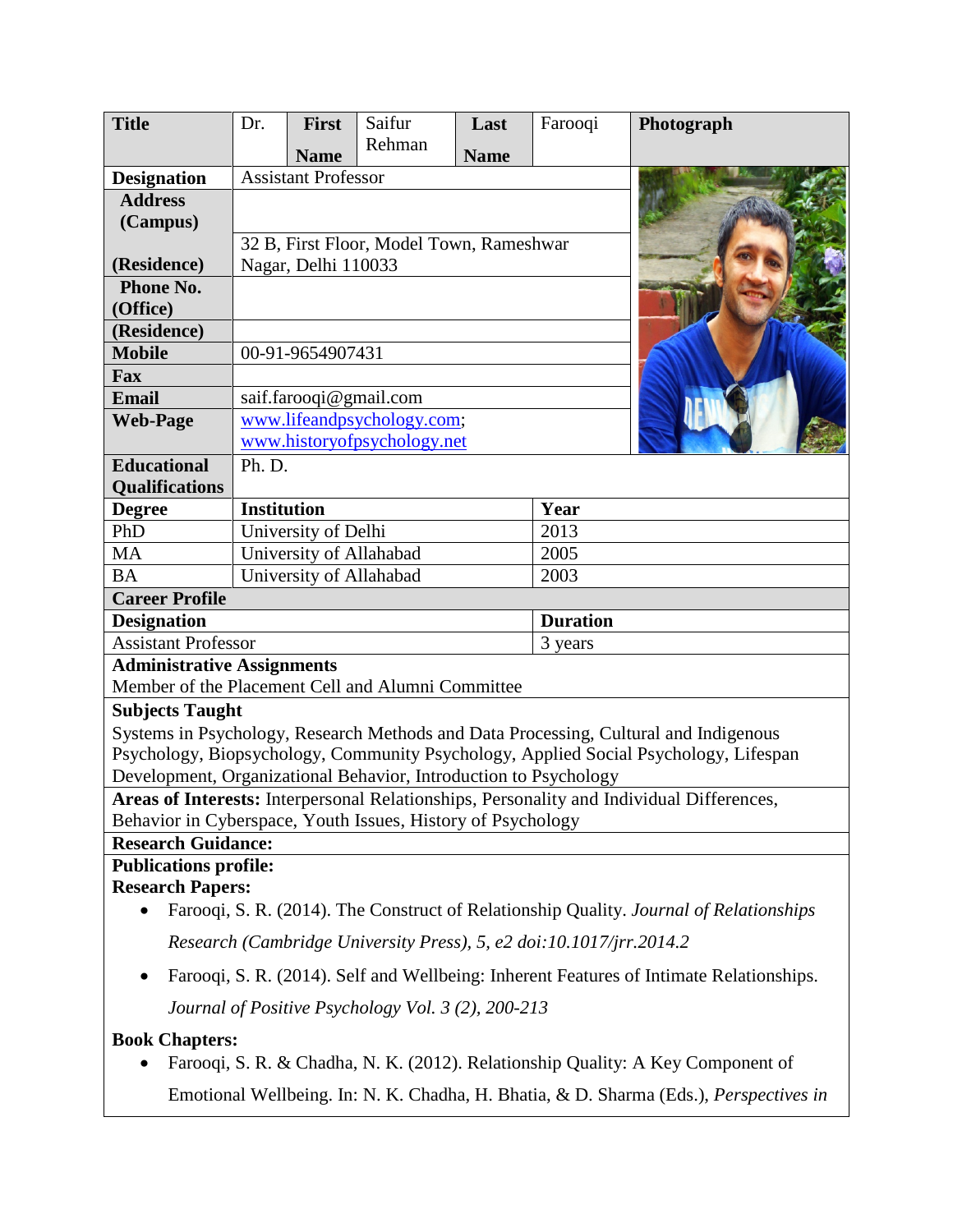| Title | Dr. | First Name | Saifur Rehman | Last Name | Farooqi | Photograph |
|---|---|---|---|---|---|---|
| Designation | Assistant Professor | | | | | |
| Address (Campus) | | | | | | |
| (Residence) | 32 B, First Floor, Model Town, Rameshwar Nagar, Delhi 110033 | | | | | |
| Phone No. (Office) | | | | | | |
| (Residence) | | | | | | |
| Mobile | 00-91-9654907431 | | | | | |
| Fax | | | | | | |
| Email | saif.farooqi@gmail.com | | | | | |
| Web-Page | www.lifeandpsychology.com; www.historyofpsychology.net | | | | | |

| Educational Qualifications | Ph. D. | |
|---|---|---|
| **Degree** | **Institution** | **Year** |
| PhD | University of Delhi | 2013 |
| MA | University of Allahabad | 2005 |
| BA | University of Allahabad | 2003 |

**Career Profile**

| Designation | Duration |
|---|---|
| Assistant Professor | 3 years |

**Administrative Assignments**

Member of the Placement Cell and Alumni Committee

**Subjects Taught**

Systems in Psychology, Research Methods and Data Processing, Cultural and Indigenous Psychology, Biopsychology, Community Psychology, Applied Social Psychology, Lifespan Development, Organizational Behavior, Introduction to Psychology

**Areas of Interests:** Interpersonal Relationships, Personality and Individual Differences, Behavior in Cyberspace, Youth Issues, History of Psychology

**Research Guidance:**

**Publications profile:**

**Research Papers:**

- Farooqi, S. R. (2014). The Construct of Relationship Quality. *Journal of Relationships Research (Cambridge University Press), 5, e2 doi:10.1017/jrr.2014.2*
- Farooqi, S. R. (2014). Self and Wellbeing: Inherent Features of Intimate Relationships. *Journal of Positive Psychology Vol. 3 (2), 200-213*

**Book Chapters:**

- Farooqi, S. R. & Chadha, N. K. (2012). Relationship Quality: A Key Component of Emotional Wellbeing. In: N. K. Chadha, H. Bhatia, & D. Sharma (Eds.), *Perspectives in*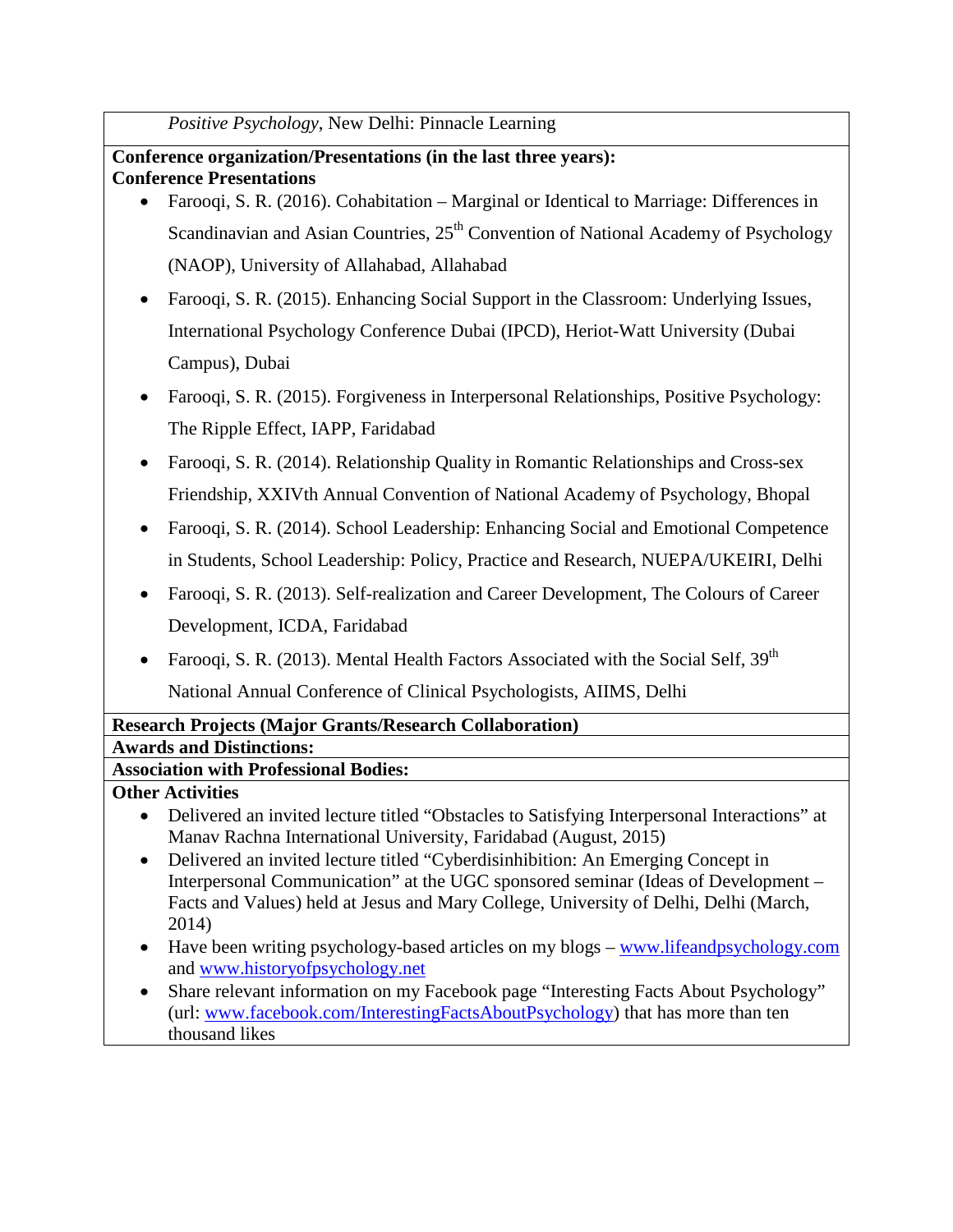*Positive Psychology*, New Delhi: Pinnacle Learning

**Conference organization/Presentations (in the last three years):**

**Conference Presentations**

- Farooqi, S. R. (2016). Cohabitation – Marginal or Identical to Marriage: Differences in Scandinavian and Asian Countries, 25th Convention of National Academy of Psychology (NAOP), University of Allahabad, Allahabad
- Farooqi, S. R. (2015). Enhancing Social Support in the Classroom: Underlying Issues, International Psychology Conference Dubai (IPCD), Heriot-Watt University (Dubai Campus), Dubai
- Farooqi, S. R. (2015). Forgiveness in Interpersonal Relationships, Positive Psychology: The Ripple Effect, IAPP, Faridabad
- Farooqi, S. R. (2014). Relationship Quality in Romantic Relationships and Cross-sex Friendship, XXIVth Annual Convention of National Academy of Psychology, Bhopal
- Farooqi, S. R. (2014). School Leadership: Enhancing Social and Emotional Competence in Students, School Leadership: Policy, Practice and Research, NUEPA/UKEIRI, Delhi
- Farooqi, S. R. (2013). Self-realization and Career Development, The Colours of Career Development, ICDA, Faridabad
- Farooqi, S. R. (2013). Mental Health Factors Associated with the Social Self, 39th National Annual Conference of Clinical Psychologists, AIIMS, Delhi

**Research Projects (Major Grants/Research Collaboration)**

**Awards and Distinctions:**

**Association with Professional Bodies:**

**Other Activities**

- Delivered an invited lecture titled "Obstacles to Satisfying Interpersonal Interactions" at Manav Rachna International University, Faridabad (August, 2015)
- Delivered an invited lecture titled "Cyberdisinhibition: An Emerging Concept in Interpersonal Communication" at the UGC sponsored seminar (Ideas of Development – Facts and Values) held at Jesus and Mary College, University of Delhi, Delhi (March, 2014)
- Have been writing psychology-based articles on my blogs – www.lifeandpsychology.com and www.historyofpsychology.net
- Share relevant information on my Facebook page "Interesting Facts About Psychology" (url: www.facebook.com/InterestingFactsAboutPsychology) that has more than ten thousand likes